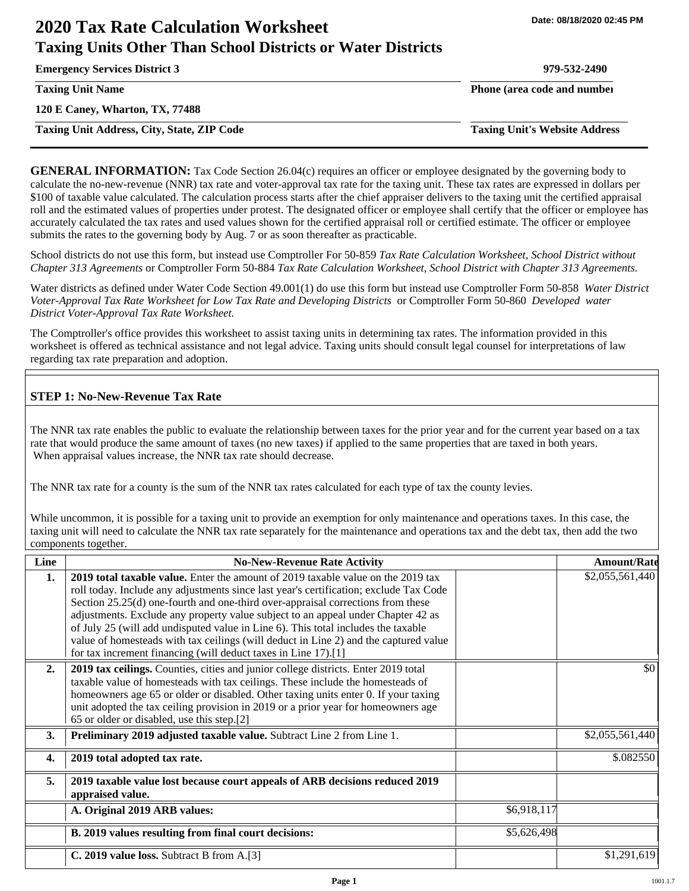Date: 08/18/2020 02:45 PM

# 2020 Tax Rate Calculation Worksheet
## Taxing Units Other Than School Districts or Water Districts

**Emergency Services District 3** — 979-532-2490

**Taxing Unit Name** — **Phone (area code and number)**

**120 E Caney, Wharton, TX, 77488**

**Taxing Unit Address, City, State, ZIP Code** — **Taxing Unit's Website Address**

**GENERAL INFORMATION:** Tax Code Section 26.04(c) requires an officer or employee designated by the governing body to calculate the no-new-revenue (NNR) tax rate and voter-approval tax rate for the taxing unit. These tax rates are expressed in dollars per $100 of taxable value calculated. The calculation process starts after the chief appraiser delivers to the taxing unit the certified appraisal roll and the estimated values of properties under protest. The designated officer or employee shall certify that the officer or employee has accurately calculated the tax rates and used values shown for the certified appraisal roll or certified estimate. The officer or employee submits the rates to the governing body by Aug. 7 or as soon thereafter as practicable.

School districts do not use this form, but instead use Comptroller For 50-859 *Tax Rate Calculation Worksheet, School District without Chapter 313 Agreements* or Comptroller Form 50-884 *Tax Rate Calculation Worksheet, School District with Chapter 313 Agreements.*

Water districts as defined under Water Code Section 49.001(1) do use this form but instead use Comptroller Form 50-858 *Water District Voter-Approval Tax Rate Worksheet for Low Tax Rate and Developing Districts* or Comptroller Form 50-860 *Developed water District Voter-Approval Tax Rate Worksheet.*

The Comptroller's office provides this worksheet to assist taxing units in determining tax rates. The information provided in this worksheet is offered as technical assistance and not legal advice. Taxing units should consult legal counsel for interpretations of law regarding tax rate preparation and adoption.

### STEP 1: No-New-Revenue Tax Rate

The NNR tax rate enables the public to evaluate the relationship between taxes for the prior year and for the current year based on a tax rate that would produce the same amount of taxes (no new taxes) if applied to the same properties that are taxed in both years. When appraisal values increase, the NNR tax rate should decrease.

The NNR tax rate for a county is the sum of the NNR tax rates calculated for each type of tax the county levies.

While uncommon, it is possible for a taxing unit to provide an exemption for only maintenance and operations taxes. In this case, the taxing unit will need to calculate the NNR tax rate separately for the maintenance and operations tax and the debt tax, then add the two components together.

| Line | No-New-Revenue Rate Activity | | Amount/Rate |
|---|---|---|---|
| 1. | **2019 total taxable value.** Enter the amount of 2019 taxable value on the 2019 tax roll today. Include any adjustments since last year's certification; exclude Tax Code Section 25.25(d) one-fourth and one-third over-appraisal corrections from these adjustments. Exclude any property value subject to an appeal under Chapter 42 as of July 25 (will add undisputed value in Line 6). This total includes the taxable value of homesteads with tax ceilings (will deduct in Line 2) and the captured value for tax increment financing (will deduct taxes in Line 17).[1] | | $2,055,561,440 |
| 2. | **2019 tax ceilings.** Counties, cities and junior college districts. Enter 2019 total taxable value of homesteads with tax ceilings. These include the homesteads of homeowners age 65 or older or disabled. Other taxing units enter 0. If your taxing unit adopted the tax ceiling provision in 2019 or a prior year for homeowners age 65 or older or disabled, use this step.[2] | | $0 |
| 3. | **Preliminary 2019 adjusted taxable value.** Subtract Line 2 from Line 1. | | $2,055,561,440 |
| 4. | **2019 total adopted tax rate.** | | $.082550 |
| 5. | **2019 taxable value lost because court appeals of ARB decisions reduced 2019 appraised value.** | | |
| | **A. Original 2019 ARB values:** | $6,918,117 | |
| | **B. 2019 values resulting from final court decisions:** | $5,626,498 | |
| | **C. 2019 value loss.** Subtract B from A.[3] | | $1,291,619 |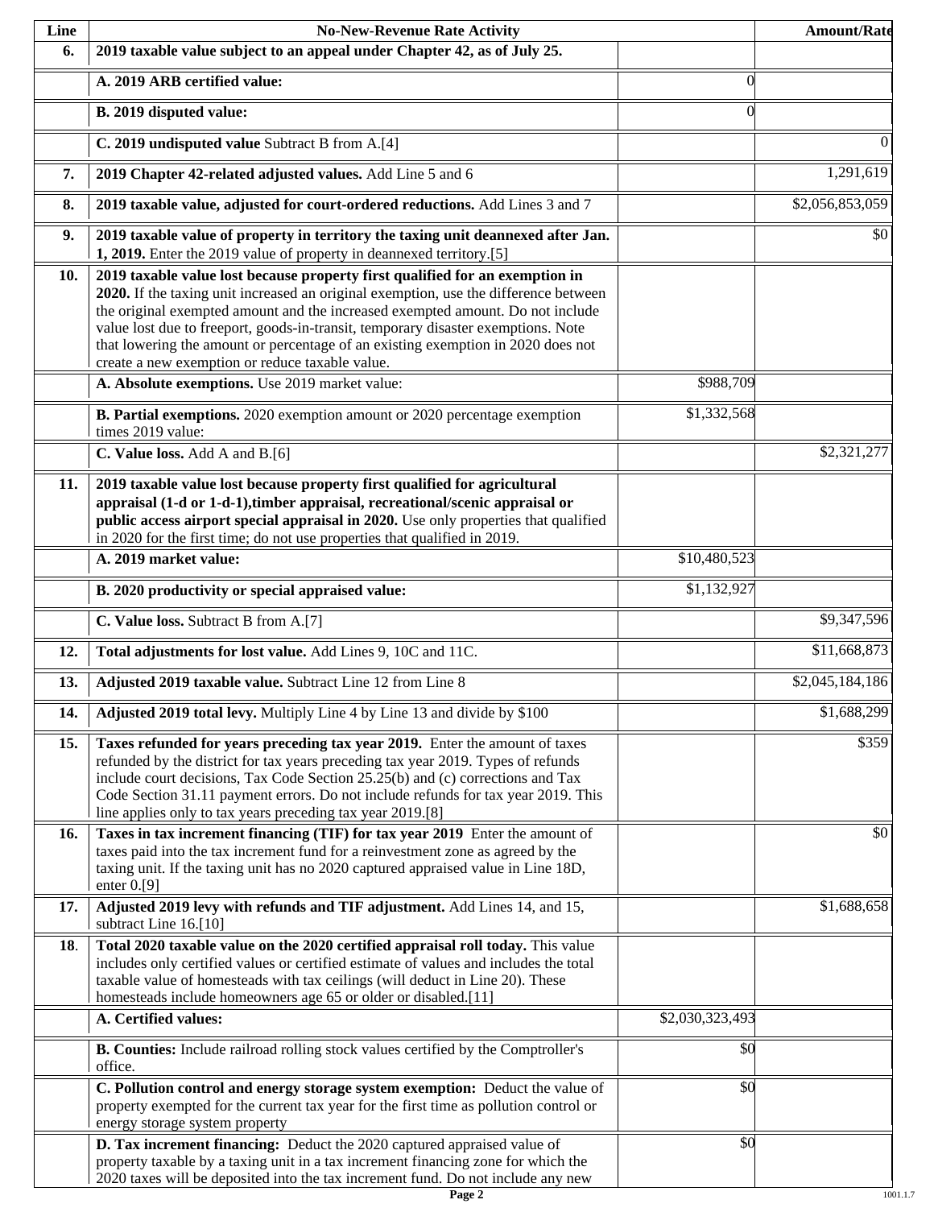| Line | No-New-Revenue Rate Activity | | Amount/Rate |
|---|---|---|---|
| **6.** | **2019 taxable value subject to an appeal under Chapter 42, as of July 25.** | | |
| | **A. 2019 ARB certified value:** | 0 | |
| | **B. 2019 disputed value:** | 0 | |
| | **C. 2019 undisputed value** Subtract B from A.[4] | | 0 |
| **7.** | **2019 Chapter 42-related adjusted values.** Add Line 5 and 6 | | 1,291,619 |
| **8.** | **2019 taxable value, adjusted for court-ordered reductions.** Add Lines 3 and 7 | | $2,056,853,059 |
| **9.** | **2019 taxable value of property in territory the taxing unit deannexed after Jan. 1, 2019.** Enter the 2019 value of property in deannexed territory.[5] | | $0 |
| **10.** | **2019 taxable value lost because property first qualified for an exemption in 2020.** If the taxing unit increased an original exemption, use the difference between the original exempted amount and the increased exempted amount. Do not include value lost due to freeport, goods-in-transit, temporary disaster exemptions. Note that lowering the amount or percentage of an existing exemption in 2020 does not create a new exemption or reduce taxable value. | | |
| | **A. Absolute exemptions.** Use 2019 market value: | $988,709 | |
| | **B. Partial exemptions.** 2020 exemption amount or 2020 percentage exemption times 2019 value: | $1,332,568 | |
| | **C. Value loss.** Add A and B.[6] | | $2,321,277 |
| **11.** | **2019 taxable value lost because property first qualified for agricultural appraisal (1-d or 1-d-1),timber appraisal, recreational/scenic appraisal or public access airport special appraisal in 2020.** Use only properties that qualified in 2020 for the first time; do not use properties that qualified in 2019. | | |
| | **A. 2019 market value:** | $10,480,523 | |
| | **B. 2020 productivity or special appraised value:** | $1,132,927 | |
| | **C. Value loss.** Subtract B from A.[7] | | $9,347,596 |
| **12.** | **Total adjustments for lost value.** Add Lines 9, 10C and 11C. | | $11,668,873 |
| **13.** | **Adjusted 2019 taxable value.** Subtract Line 12 from Line 8 | | $2,045,184,186 |
| **14.** | **Adjusted 2019 total levy.** Multiply Line 4 by Line 13 and divide by $100 | | $1,688,299 |
| **15.** | **Taxes refunded for years preceding tax year 2019.** Enter the amount of taxes refunded by the district for tax years preceding tax year 2019. Types of refunds include court decisions, Tax Code Section 25.25(b) and (c) corrections and Tax Code Section 31.11 payment errors. Do not include refunds for tax year 2019. This line applies only to tax years preceding tax year 2019.[8] | | $359 |
| **16.** | **Taxes in tax increment financing (TIF) for tax year 2019** Enter the amount of taxes paid into the tax increment fund for a reinvestment zone as agreed by the taxing unit. If the taxing unit has no 2020 captured appraised value in Line 18D, enter 0.[9] | | $0 |
| **17.** | **Adjusted 2019 levy with refunds and TIF adjustment.** Add Lines 14, and 15, subtract Line 16.[10] | | $1,688,658 |
| **18.** | **Total 2020 taxable value on the 2020 certified appraisal roll today.** This value includes only certified values or certified estimate of values and includes the total taxable value of homesteads with tax ceilings (will deduct in Line 20). These homesteads include homeowners age 65 or older or disabled.[11] | | |
| | **A. Certified values:** | $2,030,323,493 | |
| | **B. Counties:** Include railroad rolling stock values certified by the Comptroller's office. | $0 | |
| | **C. Pollution control and energy storage system exemption:** Deduct the value of property exempted for the current tax year for the first time as pollution control or energy storage system property | $0 | |
| | **D. Tax increment financing:** Deduct the 2020 captured appraised value of property taxable by a taxing unit in a tax increment financing zone for which the 2020 taxes will be deposited into the tax increment fund. Do not include any new | $0 | |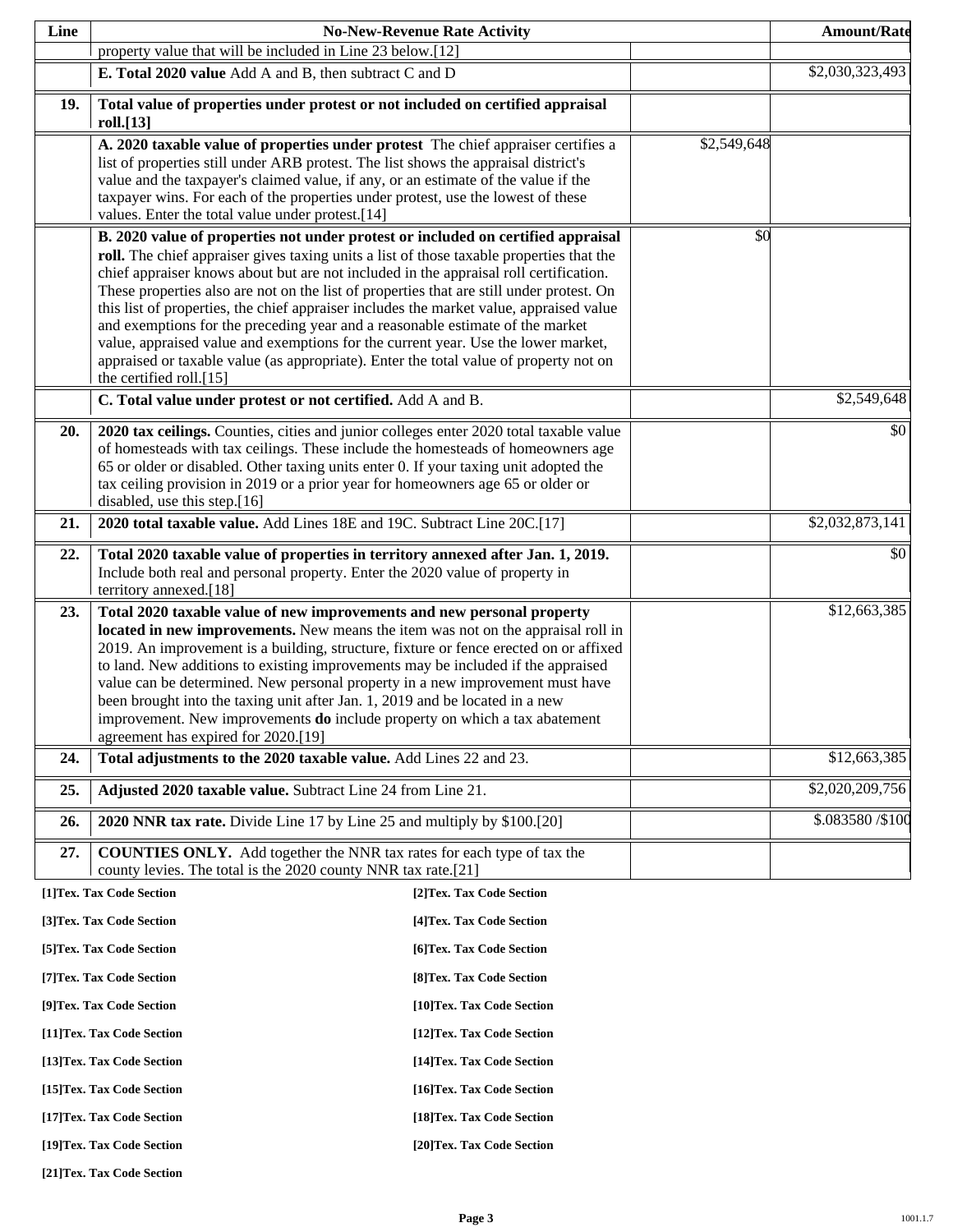| Line | No-New-Revenue Rate Activity | | Amount/Rate |
|---|---|---|---|
| | property value that will be included in Line 23 below.[12] | | |
| | **E. Total 2020 value** Add A and B, then subtract C and D | | $2,030,323,493 |
| **19.** | **Total value of properties under protest or not included on certified appraisal roll.[13]** | | |
| | **A. 2020 taxable value of properties under protest** The chief appraiser certifies a list of properties still under ARB protest. The list shows the appraisal district's value and the taxpayer's claimed value, if any, or an estimate of the value if the taxpayer wins. For each of the properties under protest, use the lowest of these values. Enter the total value under protest.[14] | $2,549,648 | |
| | **B. 2020 value of properties not under protest or included on certified appraisal roll.** The chief appraiser gives taxing units a list of those taxable properties that the chief appraiser knows about but are not included in the appraisal roll certification. These properties also are not on the list of properties that are still under protest. On this list of properties, the chief appraiser includes the market value, appraised value and exemptions for the preceding year and a reasonable estimate of the market value, appraised value and exemptions for the current year. Use the lower market, appraised or taxable value (as appropriate). Enter the total value of property not on the certified roll.[15] | $0 | |
| | **C. Total value under protest or not certified.** Add A and B. | | $2,549,648 |
| **20.** | **2020 tax ceilings.** Counties, cities and junior colleges enter 2020 total taxable value of homesteads with tax ceilings. These include the homesteads of homeowners age 65 or older or disabled. Other taxing units enter 0. If your taxing unit adopted the tax ceiling provision in 2019 or a prior year for homeowners age 65 or older or disabled, use this step.[16] | | $0 |
| **21.** | **2020 total taxable value.** Add Lines 18E and 19C. Subtract Line 20C.[17] | | $2,032,873,141 |
| **22.** | **Total 2020 taxable value of properties in territory annexed after Jan. 1, 2019.** Include both real and personal property. Enter the 2020 value of property in territory annexed.[18] | | $0 |
| **23.** | **Total 2020 taxable value of new improvements and new personal property located in new improvements.** New means the item was not on the appraisal roll in 2019. An improvement is a building, structure, fixture or fence erected on or affixed to land. New additions to existing improvements may be included if the appraised value can be determined. New personal property in a new improvement must have been brought into the taxing unit after Jan. 1, 2019 and be located in a new improvement. New improvements **do** include property on which a tax abatement agreement has expired for 2020.[19] | | $12,663,385 |
| **24.** | **Total adjustments to the 2020 taxable value.** Add Lines 22 and 23. | | $12,663,385 |
| **25.** | **Adjusted 2020 taxable value.** Subtract Line 24 from Line 21. | | $2,020,209,756 |
| **26.** | **2020 NNR tax rate.** Divide Line 17 by Line 25 and multiply by $100.[20] | | $.083580 /$100 |
| **27.** | **COUNTIES ONLY.** Add together the NNR tax rates for each type of tax the county levies. The total is the 2020 county NNR tax rate.[21] | | |

**[1]Tex. Tax Code Section**
**[2]Tex. Tax Code Section**
**[3]Tex. Tax Code Section**
**[4]Tex. Tax Code Section**
**[5]Tex. Tax Code Section**
**[6]Tex. Tax Code Section**
**[7]Tex. Tax Code Section**
**[8]Tex. Tax Code Section**
**[9]Tex. Tax Code Section**
**[10]Tex. Tax Code Section**
**[11]Tex. Tax Code Section**
**[12]Tex. Tax Code Section**
**[13]Tex. Tax Code Section**
**[14]Tex. Tax Code Section**
**[15]Tex. Tax Code Section**
**[16]Tex. Tax Code Section**
**[17]Tex. Tax Code Section**
**[18]Tex. Tax Code Section**
**[19]Tex. Tax Code Section**
**[20]Tex. Tax Code Section**
**[21]Tex. Tax Code Section**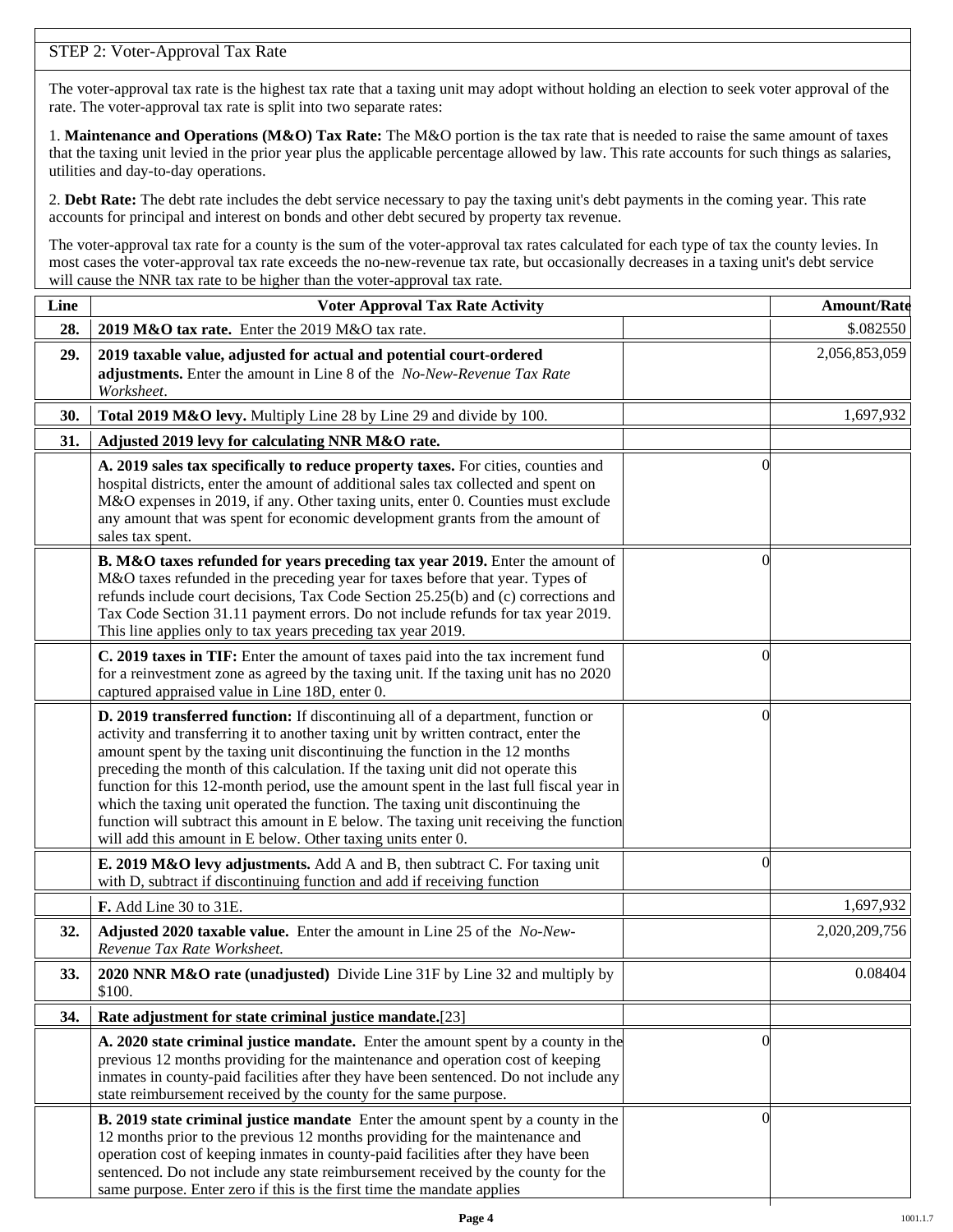## STEP 2: Voter-Approval Tax Rate

The voter-approval tax rate is the highest tax rate that a taxing unit may adopt without holding an election to seek voter approval of the rate. The voter-approval tax rate is split into two separate rates:

1. **Maintenance and Operations (M&O) Tax Rate:** The M&O portion is the tax rate that is needed to raise the same amount of taxes that the taxing unit levied in the prior year plus the applicable percentage allowed by law. This rate accounts for such things as salaries, utilities and day-to-day operations.

2. **Debt Rate:** The debt rate includes the debt service necessary to pay the taxing unit's debt payments in the coming year. This rate accounts for principal and interest on bonds and other debt secured by property tax revenue.

The voter-approval tax rate for a county is the sum of the voter-approval tax rates calculated for each type of tax the county levies. In most cases the voter-approval tax rate exceeds the no-new-revenue tax rate, but occasionally decreases in a taxing unit's debt service will cause the NNR tax rate to be higher than the voter-approval tax rate.

| Line | Voter Approval Tax Rate Activity | | Amount/Rate |
|---|---|---|---|
| 28. | **2019 M&O tax rate.** Enter the 2019 M&O tax rate. | | $.082550 |
| 29. | **2019 taxable value, adjusted for actual and potential court-ordered adjustments.** Enter the amount in Line 8 of the *No-New-Revenue Tax Rate Worksheet*. | | 2,056,853,059 |
| 30. | **Total 2019 M&O levy.** Multiply Line 28 by Line 29 and divide by 100. | | 1,697,932 |
| 31. | **Adjusted 2019 levy for calculating NNR M&O rate.** | | |
| | **A. 2019 sales tax specifically to reduce property taxes.** For cities, counties and hospital districts, enter the amount of additional sales tax collected and spent on M&O expenses in 2019, if any. Other taxing units, enter 0. Counties must exclude any amount that was spent for economic development grants from the amount of sales tax spent. | 0 | |
| | **B. M&O taxes refunded for years preceding tax year 2019.** Enter the amount of M&O taxes refunded in the preceding year for taxes before that year. Types of refunds include court decisions, Tax Code Section 25.25(b) and (c) corrections and Tax Code Section 31.11 payment errors. Do not include refunds for tax year 2019. This line applies only to tax years preceding tax year 2019. | 0 | |
| | **C. 2019 taxes in TIF:** Enter the amount of taxes paid into the tax increment fund for a reinvestment zone as agreed by the taxing unit. If the taxing unit has no 2020 captured appraised value in Line 18D, enter 0. | 0 | |
| | **D. 2019 transferred function:** If discontinuing all of a department, function or activity and transferring it to another taxing unit by written contract, enter the amount spent by the taxing unit discontinuing the function in the 12 months preceding the month of this calculation. If the taxing unit did not operate this function for this 12-month period, use the amount spent in the last full fiscal year in which the taxing unit operated the function. The taxing unit discontinuing the function will subtract this amount in E below. The taxing unit receiving the function will add this amount in E below. Other taxing units enter 0. | 0 | |
| | **E. 2019 M&O levy adjustments.** Add A and B, then subtract C. For taxing unit with D, subtract if discontinuing function and add if receiving function | 0 | |
| | **F.** Add Line 30 to 31E. | | 1,697,932 |
| 32. | **Adjusted 2020 taxable value.** Enter the amount in Line 25 of the *No-New-Revenue Tax Rate Worksheet.* | | 2,020,209,756 |
| 33. | **2020 NNR M&O rate (unadjusted)** Divide Line 31F by Line 32 and multiply by $100. | | 0.08404 |
| 34. | **Rate adjustment for state criminal justice mandate.**[23] | | |
| | **A. 2020 state criminal justice mandate.** Enter the amount spent by a county in the previous 12 months providing for the maintenance and operation cost of keeping inmates in county-paid facilities after they have been sentenced. Do not include any state reimbursement received by the county for the same purpose. | 0 | |
| | **B. 2019 state criminal justice mandate** Enter the amount spent by a county in the 12 months prior to the previous 12 months providing for the maintenance and operation cost of keeping inmates in county-paid facilities after they have been sentenced. Do not include any state reimbursement received by the county for the same purpose. Enter zero if this is the first time the mandate applies | 0 | |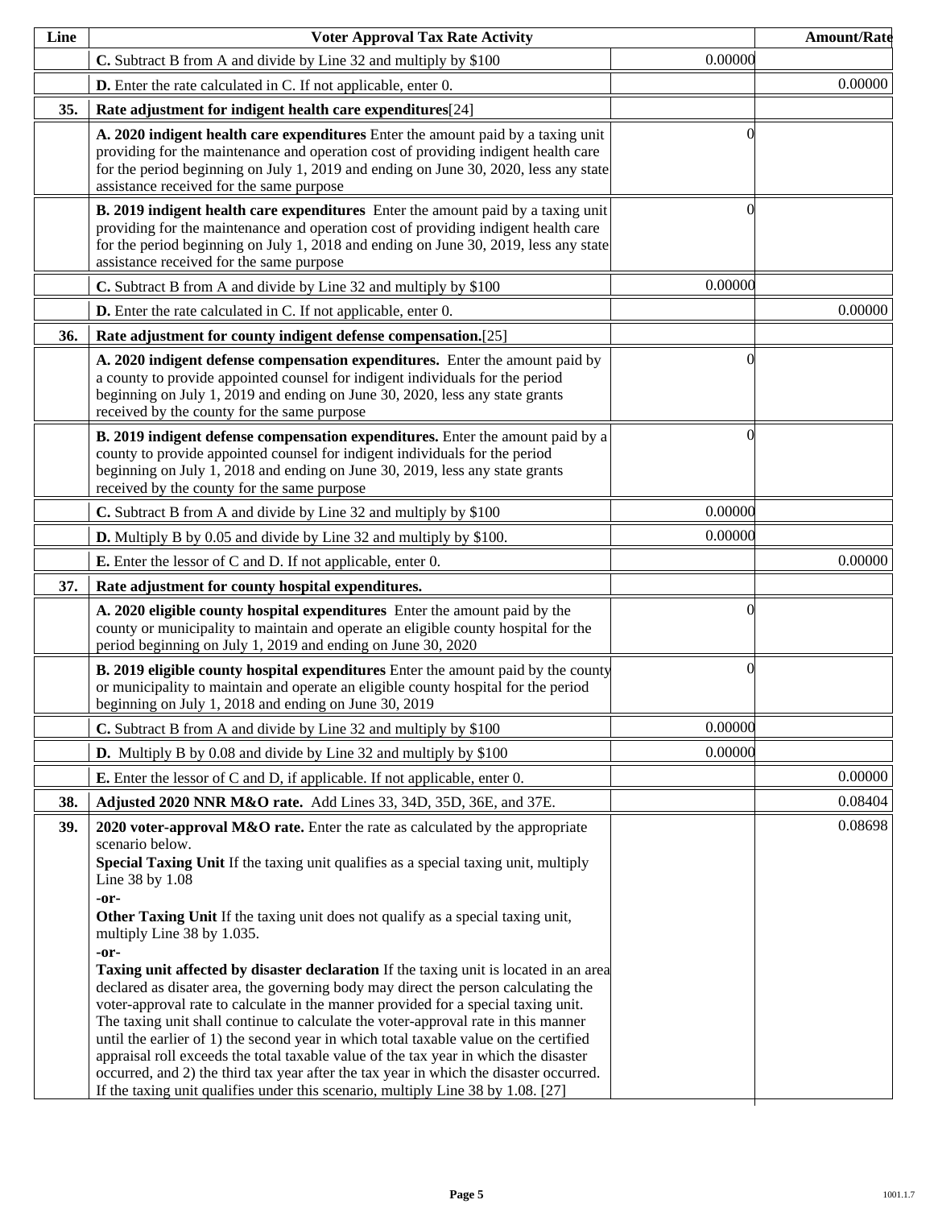| Line | Voter Approval Tax Rate Activity | | Amount/Rate |
|---|---|---|---|
| | **C.** Subtract B from A and divide by Line 32 and multiply by $100 | 0.00000 | |
| | **D.** Enter the rate calculated in C. If not applicable, enter 0. | | 0.00000 |
| **35.** | **Rate adjustment for indigent health care expenditures**[24] | | |
| | **A. 2020 indigent health care expenditures** Enter the amount paid by a taxing unit providing for the maintenance and operation cost of providing indigent health care for the period beginning on July 1, 2019 and ending on June 30, 2020, less any state assistance received for the same purpose | 0 | |
| | **B. 2019 indigent health care expenditures** Enter the amount paid by a taxing unit providing for the maintenance and operation cost of providing indigent health care for the period beginning on July 1, 2018 and ending on June 30, 2019, less any state assistance received for the same purpose | 0 | |
| | **C.** Subtract B from A and divide by Line 32 and multiply by $100 | 0.00000 | |
| | **D.** Enter the rate calculated in C. If not applicable, enter 0. | | 0.00000 |
| **36.** | **Rate adjustment for county indigent defense compensation.**[25] | | |
| | **A. 2020 indigent defense compensation expenditures.** Enter the amount paid by a county to provide appointed counsel for indigent individuals for the period beginning on July 1, 2019 and ending on June 30, 2020, less any state grants received by the county for the same purpose | 0 | |
| | **B. 2019 indigent defense compensation expenditures.** Enter the amount paid by a county to provide appointed counsel for indigent individuals for the period beginning on July 1, 2018 and ending on June 30, 2019, less any state grants received by the county for the same purpose | 0 | |
| | **C.** Subtract B from A and divide by Line 32 and multiply by $100 | 0.00000 | |
| | **D.** Multiply B by 0.05 and divide by Line 32 and multiply by $100. | 0.00000 | |
| | **E.** Enter the lessor of C and D. If not applicable, enter 0. | | 0.00000 |
| **37.** | **Rate adjustment for county hospital expenditures.** | | |
| | **A. 2020 eligible county hospital expenditures** Enter the amount paid by the county or municipality to maintain and operate an eligible county hospital for the period beginning on July 1, 2019 and ending on June 30, 2020 | 0 | |
| | **B. 2019 eligible county hospital expenditures** Enter the amount paid by the county or municipality to maintain and operate an eligible county hospital for the period beginning on July 1, 2018 and ending on June 30, 2019 | 0 | |
| | **C.** Subtract B from A and divide by Line 32 and multiply by $100 | 0.00000 | |
| | **D.** Multiply B by 0.08 and divide by Line 32 and multiply by $100 | 0.00000 | |
| | **E.** Enter the lessor of C and D, if applicable. If not applicable, enter 0. | | 0.00000 |
| **38.** | **Adjusted 2020 NNR M&O rate.** Add Lines 33, 34D, 35D, 36E, and 37E. | | 0.08404 |
| **39.** | **2020 voter-approval M&O rate.** Enter the rate as calculated by the appropriate scenario below.<br>**Special Taxing Unit** If the taxing unit qualifies as a special taxing unit, multiply Line 38 by 1.08<br>**-or-**<br>**Other Taxing Unit** If the taxing unit does not qualify as a special taxing unit, multiply Line 38 by 1.035.<br>**-or-**<br>**Taxing unit affected by disaster declaration** If the taxing unit is located in an area declared as disater area, the governing body may direct the person calculating the voter-approval rate to calculate in the manner provided for a special taxing unit. The taxing unit shall continue to calculate the voter-approval rate in this manner until the earlier of 1) the second year in which total taxable value on the certified appraisal roll exceeds the total taxable value of the tax year in which the disaster occurred, and 2) the third tax year after the tax year in which the disaster occurred. If the taxing unit qualifies under this scenario, multiply Line 38 by 1.08. [27] | | 0.08698 |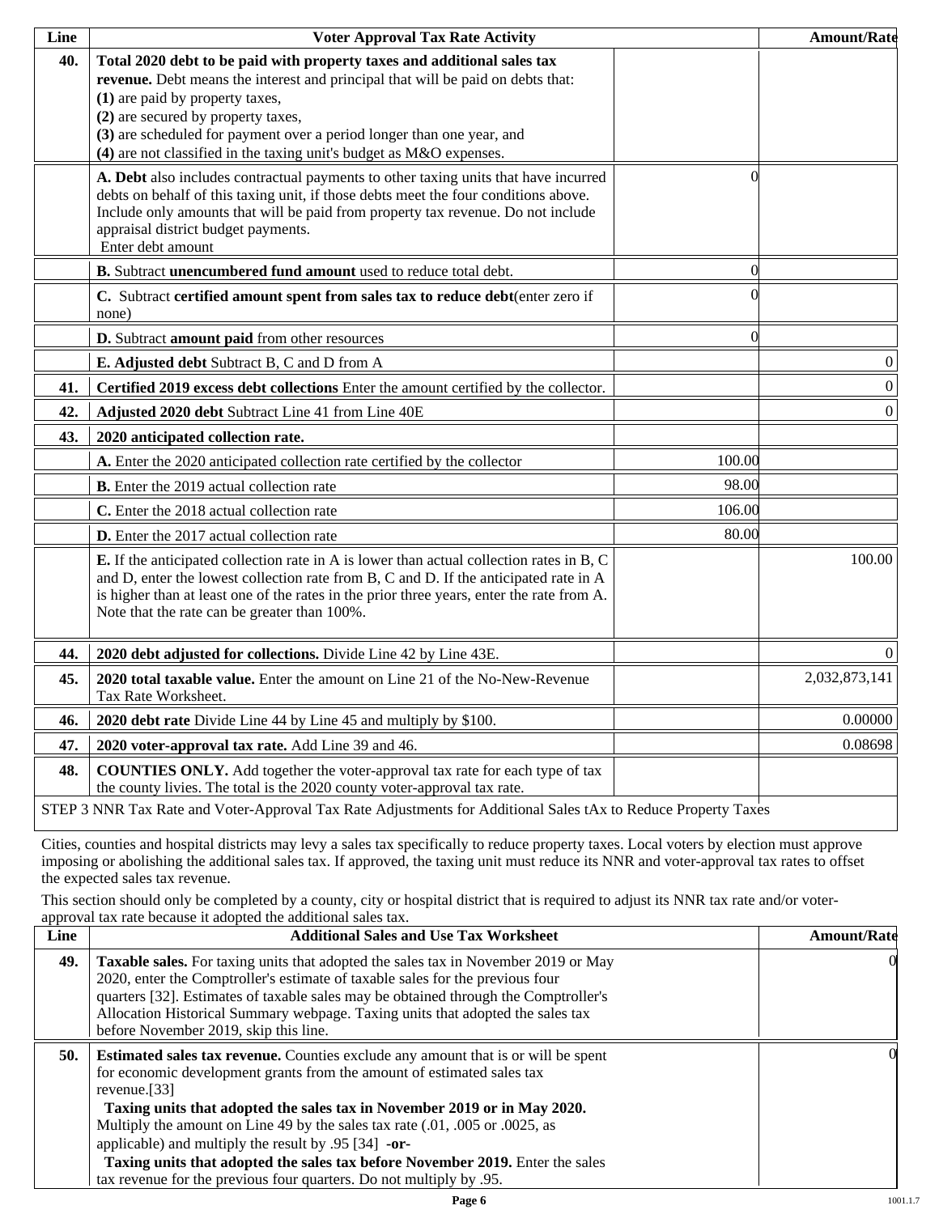| Line | Voter Approval Tax Rate Activity | | Amount/Rate |
|---|---|---|---|
| **40.** | **Total 2020 debt to be paid with property taxes and additional sales tax revenue.** Debt means the interest and principal that will be paid on debts that: **(1)** are paid by property taxes, **(2)** are secured by property taxes, **(3)** are scheduled for payment over a period longer than one year, and **(4)** are not classified in the taxing unit's budget as M&O expenses. | | |
| | **A. Debt** also includes contractual payments to other taxing units that have incurred debts on behalf of this taxing unit, if those debts meet the four conditions above. Include only amounts that will be paid from property tax revenue. Do not include appraisal district budget payments. Enter debt amount | 0 | |
| | **B.** Subtract **unencumbered fund amount** used to reduce total debt. | 0 | |
| | **C.** Subtract **certified amount spent from sales tax to reduce debt**(enter zero if none) | 0 | |
| | **D.** Subtract **amount paid** from other resources | 0 | |
| | **E. Adjusted debt** Subtract B, C and D from A | | 0 |
| **41.** | **Certified 2019 excess debt collections** Enter the amount certified by the collector. | | 0 |
| **42.** | **Adjusted 2020 debt** Subtract Line 41 from Line 40E | | 0 |
| **43.** | **2020 anticipated collection rate.** | | |
| | **A.** Enter the 2020 anticipated collection rate certified by the collector | 100.00 | |
| | **B.** Enter the 2019 actual collection rate | 98.00 | |
| | **C.** Enter the 2018 actual collection rate | 106.00 | |
| | **D.** Enter the 2017 actual collection rate | 80.00 | |
| | **E.** If the anticipated collection rate in A is lower than actual collection rates in B, C and D, enter the lowest collection rate from B, C and D. If the anticipated rate in A is higher than at least one of the rates in the prior three years, enter the rate from A. Note that the rate can be greater than 100%. | | 100.00 |
| **44.** | **2020 debt adjusted for collections.** Divide Line 42 by Line 43E. | | 0 |
| **45.** | **2020 total taxable value.** Enter the amount on Line 21 of the No-New-Revenue Tax Rate Worksheet. | | 2,032,873,141 |
| **46.** | **2020 debt rate** Divide Line 44 by Line 45 and multiply by $100. | | 0.00000 |
| **47.** | **2020 voter-approval tax rate.** Add Line 39 and 46. | | 0.08698 |
| **48.** | **COUNTIES ONLY.** Add together the voter-approval tax rate for each type of tax the county livies. The total is the 2020 county voter-approval tax rate. | | |

STEP 3 NNR Tax Rate and Voter-Approval Tax Rate Adjustments for Additional Sales tAx to Reduce Property Taxes

Cities, counties and hospital districts may levy a sales tax specifically to reduce property taxes. Local voters by election must approve imposing or abolishing the additional sales tax. If approved, the taxing unit must reduce its NNR and voter-approval tax rates to offset the expected sales tax revenue.

This section should only be completed by a county, city or hospital district that is required to adjust its NNR tax rate and/or voter-approval tax rate because it adopted the additional sales tax.

| Line | Additional Sales and Use Tax Worksheet | Amount/Rate |
|---|---|---|
| **49.** | **Taxable sales.** For taxing units that adopted the sales tax in November 2019 or May 2020, enter the Comptroller's estimate of taxable sales for the previous four quarters [32]. Estimates of taxable sales may be obtained through the Comptroller's Allocation Historical Summary webpage. Taxing units that adopted the sales tax before November 2019, skip this line. | 0 |
| **50.** | **Estimated sales tax revenue.** Counties exclude any amount that is or will be spent for economic development grants from the amount of estimated sales tax revenue.[33] **Taxing units that adopted the sales tax in November 2019 or in May 2020.** Multiply the amount on Line 49 by the sales tax rate (.01, .005 or .0025, as applicable) and multiply the result by .95 [34] **-or-** **Taxing units that adopted the sales tax before November 2019.** Enter the sales tax revenue for the previous four quarters. Do not multiply by .95. | 0 |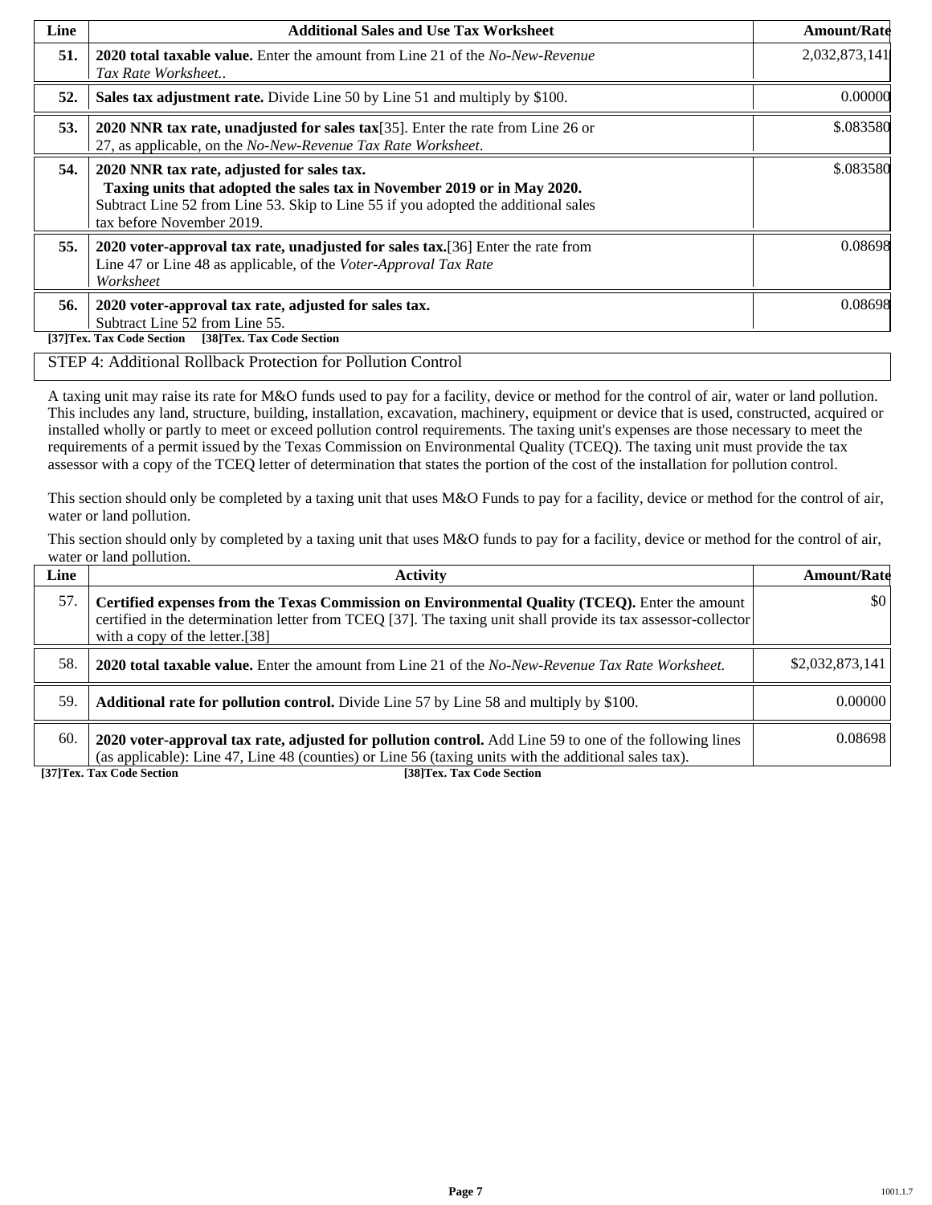| Line | Additional Sales and Use Tax Worksheet | Amount/Rate |
|---|---|---|
| **51.** | **2020 total taxable value.** Enter the amount from Line 21 of the *No-New-Revenue Tax Rate Worksheet..* | 2,032,873,141 |
| **52.** | **Sales tax adjustment rate.** Divide Line 50 by Line 51 and multiply by $100. | 0.00000 |
| **53.** | **2020 NNR tax rate, unadjusted for sales tax**[35]. Enter the rate from Line 26 or 27, as applicable, on the *No-New-Revenue Tax Rate Worksheet*. | $.083580 |
| **54.** | **2020 NNR tax rate, adjusted for sales tax.** **Taxing units that adopted the sales tax in November 2019 or in May 2020.** Subtract Line 52 from Line 53. Skip to Line 55 if you adopted the additional sales tax before November 2019. | $.083580 |
| **55.** | **2020 voter-approval tax rate, unadjusted for sales tax.**[36] Enter the rate from Line 47 or Line 48 as applicable, of the *Voter-Approval Tax Rate Worksheet* | 0.08698 |
| **56.** | **2020 voter-approval tax rate, adjusted for sales tax.** Subtract Line 52 from Line 55. | 0.08698 |

**[37]Tex. Tax Code Section [38]Tex. Tax Code Section**

STEP 4: Additional Rollback Protection for Pollution Control

A taxing unit may raise its rate for M&O funds used to pay for a facility, device or method for the control of air, water or land pollution. This includes any land, structure, building, installation, excavation, machinery, equipment or device that is used, constructed, acquired or installed wholly or partly to meet or exceed pollution control requirements. The taxing unit's expenses are those necessary to meet the requirements of a permit issued by the Texas Commission on Environmental Quality (TCEQ). The taxing unit must provide the tax assessor with a copy of the TCEQ letter of determination that states the portion of the cost of the installation for pollution control.

This section should only be completed by a taxing unit that uses M&O Funds to pay for a facility, device or method for the control of air, water or land pollution.

This section should only by completed by a taxing unit that uses M&O funds to pay for a facility, device or method for the control of air, water or land pollution.

| Line | Activity | Amount/Rate |
|---|---|---|
| 57. | **Certified expenses from the Texas Commission on Environmental Quality (TCEQ).** Enter the amount certified in the determination letter from TCEQ [37]. The taxing unit shall provide its tax assessor-collector with a copy of the letter.[38] | $0 |
| 58. | **2020 total taxable value.** Enter the amount from Line 21 of the *No-New-Revenue Tax Rate Worksheet.* | $2,032,873,141 |
| 59. | **Additional rate for pollution control.** Divide Line 57 by Line 58 and multiply by $100. | 0.00000 |
| 60. | **2020 voter-approval tax rate, adjusted for pollution control.** Add Line 59 to one of the following lines (as applicable): Line 47, Line 48 (counties) or Line 56 (taxing units with the additional sales tax). | 0.08698 |

**[37]Tex. Tax Code Section [38]Tex. Tax Code Section**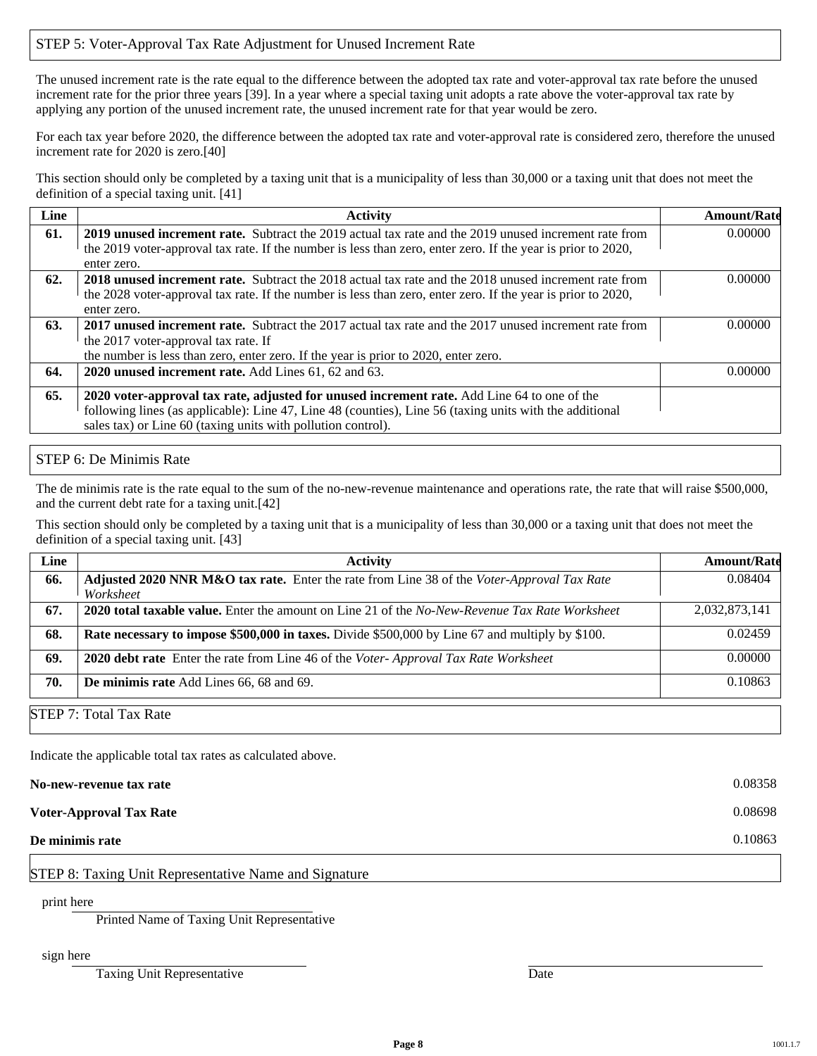## STEP 5: Voter-Approval Tax Rate Adjustment for Unused Increment Rate

The unused increment rate is the rate equal to the difference between the adopted tax rate and voter-approval tax rate before the unused increment rate for the prior three years [39]. In a year where a special taxing unit adopts a rate above the voter-approval tax rate by applying any portion of the unused increment rate, the unused increment rate for that year would be zero.

For each tax year before 2020, the difference between the adopted tax rate and voter-approval rate is considered zero, therefore the unused increment rate for 2020 is zero.[40]

This section should only be completed by a taxing unit that is a municipality of less than 30,000 or a taxing unit that does not meet the definition of a special taxing unit. [41]

| Line | Activity | Amount/Rate |
|---|---|---|
| 61. | **2019 unused increment rate.** Subtract the 2019 actual tax rate and the 2019 unused increment rate from the 2019 voter-approval tax rate. If the number is less than zero, enter zero. If the year is prior to 2020, enter zero. | 0.00000 |
| 62. | **2018 unused increment rate.** Subtract the 2018 actual tax rate and the 2018 unused increment rate from the 2028 voter-approval tax rate. If the number is less than zero, enter zero. If the year is prior to 2020, enter zero. | 0.00000 |
| 63. | **2017 unused increment rate.** Subtract the 2017 actual tax rate and the 2017 unused increment rate from the 2017 voter-approval tax rate. If the number is less than zero, enter zero. If the year is prior to 2020, enter zero. | 0.00000 |
| 64. | **2020 unused increment rate.** Add Lines 61, 62 and 63. | 0.00000 |
| 65. | **2020 voter-approval tax rate, adjusted for unused increment rate.** Add Line 64 to one of the following lines (as applicable): Line 47, Line 48 (counties), Line 56 (taxing units with the additional sales tax) or Line 60 (taxing units with pollution control). | |

## STEP 6: De Minimis Rate

The de minimis rate is the rate equal to the sum of the no-new-revenue maintenance and operations rate, the rate that will raise $500,000, and the current debt rate for a taxing unit.[42]

This section should only be completed by a taxing unit that is a municipality of less than 30,000 or a taxing unit that does not meet the definition of a special taxing unit. [43]

| Line | Activity | Amount/Rate |
|---|---|---|
| 66. | **Adjusted 2020 NNR M&O tax rate.** Enter the rate from Line 38 of the *Voter-Approval Tax Rate Worksheet* | 0.08404 |
| 67. | **2020 total taxable value.** Enter the amount on Line 21 of the *No-New-Revenue Tax Rate Worksheet* | 2,032,873,141 |
| 68. | **Rate necessary to impose $500,000 in taxes.** Divide $500,000 by Line 67 and multiply by $100. | 0.02459 |
| 69. | **2020 debt rate** Enter the rate from Line 46 of the *Voter- Approval Tax Rate Worksheet* | 0.00000 |
| 70. | **De minimis rate** Add Lines 66, 68 and 69. | 0.10863 |

## STEP 7: Total Tax Rate

Indicate the applicable total tax rates as calculated above.

| | |
|---|---|
| **No-new-revenue tax rate** | 0.08358 |
| **Voter-Approval Tax Rate** | 0.08698 |
| **De minimis rate** | 0.10863 |

## STEP 8: Taxing Unit Representative Name and Signature

print here ______________________________

Printed Name of Taxing Unit Representative

sign here ______________________________

Taxing Unit Representative

______________________________

Date